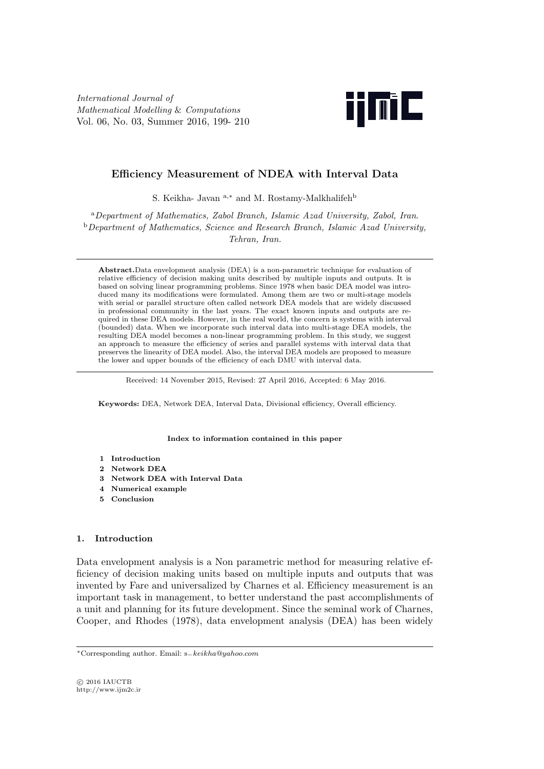International Journal of
Mathematical Modelling & Computations
Vol. 06, No. 03, Summer 2016, 199- 210

# Efficiency Measurement of NDEA with Interval Data

S. Keikha- Javan [a,*] and M. Rostamy-Malkhalifeh[b]

[a] *Department of Mathematics, Zabol Branch, Islamic Azad University, Zabol, Iran.*
[b] *Department of Mathematics, Science and Research Branch, Islamic Azad University, Tehran, Iran.*

**Abstract.** Data envelopment analysis (DEA) is a non-parametric technique for evaluation of relative efficiency of decision making units described by multiple inputs and outputs. It is based on solving linear programming problems. Since 1978 when basic DEA model was introduced many its modifications were formulated. Among them are two or multi-stage models with serial or parallel structure often called network DEA models that are widely discussed in professional community in the last years. The exact known inputs and outputs are required in these DEA models. However, in the real world, the concern is systems with interval (bounded) data. When we incorporate such interval data into multi-stage DEA models, the resulting DEA model becomes a non-linear programming problem. In this study, we suggest an approach to measure the efficiency of series and parallel systems with interval data that preserves the linearity of DEA model. Also, the interval DEA models are proposed to measure the lower and upper bounds of the efficiency of each DMU with interval data.

Received: 14 November 2015, Revised: 27 April 2016, Accepted: 6 May 2016.

**Keywords:** DEA, Network DEA, Interval Data, Divisional efficiency, Overall efficiency.

**Index to information contained in this paper**

1. **Introduction**
2. **Network DEA**
3. **Network DEA with Interval Data**
4. **Numerical example**
5. **Conclusion**

## 1. Introduction

Data envelopment analysis is a Non parametric method for measuring relative efficiency of decision making units based on multiple inputs and outputs that was invented by Fare and universalized by Charnes et al. Efficiency measurement is an important task in management, to better understand the past accomplishments of a unit and planning for its future development. Since the seminal work of Charnes, Cooper, and Rhodes (1978), data envelopment analysis (DEA) has been widely

*Corresponding author. Email: s_keikha@yahoo.com

© 2016 IAUCTB
http://www.ijm2c.ir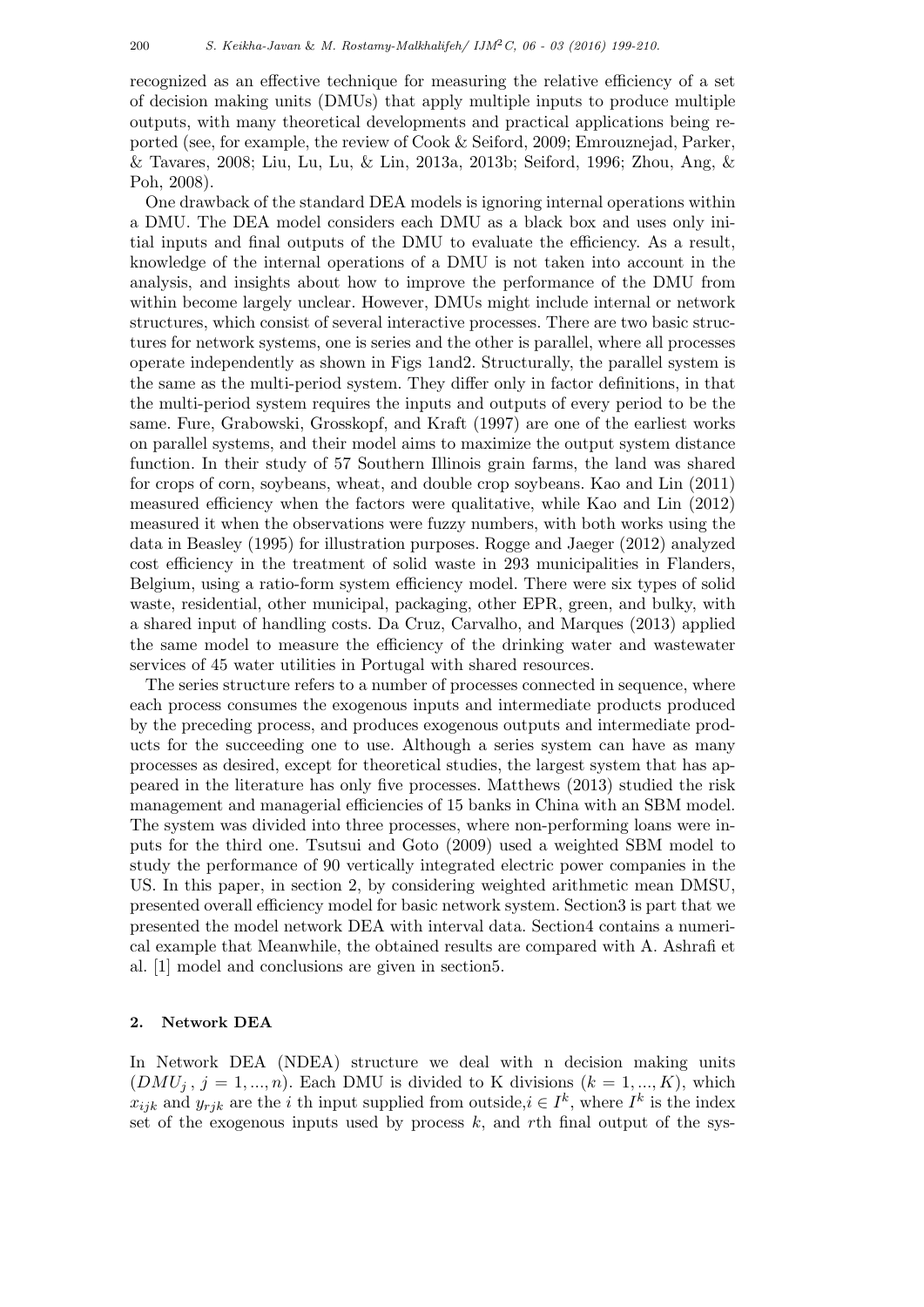recognized as an effective technique for measuring the relative efficiency of a set of decision making units (DMUs) that apply multiple inputs to produce multiple outputs, with many theoretical developments and practical applications being reported (see, for example, the review of Cook & Seiford, 2009; Emrouznejad, Parker, & Tavares, 2008; Liu, Lu, Lu, & Lin, 2013a, 2013b; Seiford, 1996; Zhou, Ang, & Poh, 2008).

One drawback of the standard DEA models is ignoring internal operations within a DMU. The DEA model considers each DMU as a black box and uses only initial inputs and final outputs of the DMU to evaluate the efficiency. As a result, knowledge of the internal operations of a DMU is not taken into account in the analysis, and insights about how to improve the performance of the DMU from within become largely unclear. However, DMUs might include internal or network structures, which consist of several interactive processes. There are two basic structures for network systems, one is series and the other is parallel, where all processes operate independently as shown in Figs 1and2. Structurally, the parallel system is the same as the multi-period system. They differ only in factor definitions, in that the multi-period system requires the inputs and outputs of every period to be the same. Fure, Grabowski, Grosskopf, and Kraft (1997) are one of the earliest works on parallel systems, and their model aims to maximize the output system distance function. In their study of 57 Southern Illinois grain farms, the land was shared for crops of corn, soybeans, wheat, and double crop soybeans. Kao and Lin (2011) measured efficiency when the factors were qualitative, while Kao and Lin (2012) measured it when the observations were fuzzy numbers, with both works using the data in Beasley (1995) for illustration purposes. Rogge and Jaeger (2012) analyzed cost efficiency in the treatment of solid waste in 293 municipalities in Flanders, Belgium, using a ratio-form system efficiency model. There were six types of solid waste, residential, other municipal, packaging, other EPR, green, and bulky, with a shared input of handling costs. Da Cruz, Carvalho, and Marques (2013) applied the same model to measure the efficiency of the drinking water and wastewater services of 45 water utilities in Portugal with shared resources.

The series structure refers to a number of processes connected in sequence, where each process consumes the exogenous inputs and intermediate products produced by the preceding process, and produces exogenous outputs and intermediate products for the succeeding one to use. Although a series system can have as many processes as desired, except for theoretical studies, the largest system that has appeared in the literature has only five processes. Matthews (2013) studied the risk management and managerial efficiencies of 15 banks in China with an SBM model. The system was divided into three processes, where non-performing loans were inputs for the third one. Tsutsui and Goto (2009) used a weighted SBM model to study the performance of 90 vertically integrated electric power companies in the US. In this paper, in section 2, by considering weighted arithmetic mean DMSU, presented overall efficiency model for basic network system. Section3 is part that we presented the model network DEA with interval data. Section4 contains a numerical example that Meanwhile, the obtained results are compared with A. Ashrafi et al. [1] model and conclusions are given in section5.

## 2. Network DEA

In Network DEA (NDEA) structure we deal with n decision making units ($DMU_j$ , $j = 1, ..., n$). Each DMU is divided to K divisions ($k = 1, ..., K$), which $x_{ijk}$ and $y_{rjk}$ are the $i$ th input supplied from outside,$i \in I^k$, where $I^k$ is the index set of the exogenous inputs used by process $k$, and $r$th final output of the sys-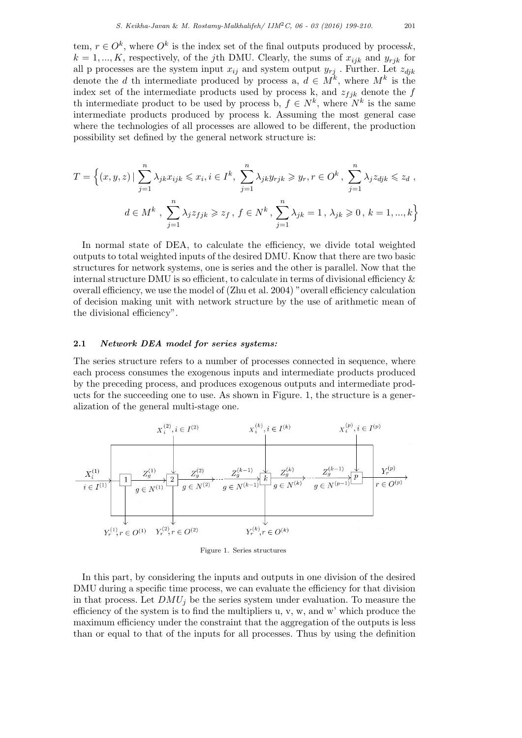tem, $r \in O^k$, where $O^k$ is the index set of the final outputs produced by process$k$, $k = 1, ..., K$, respectively, of the $j$th DMU. Clearly, the sums of $x_{ijk}$ and $y_{rjk}$ for all p processes are the system input $x_{ij}$ and system output $y_{rj}$ . Further. Let $z_{djk}$ denote the $d$ th intermediate produced by process a, $d \in M^k$, where $M^k$ is the index set of the intermediate products used by process k, and $z_{fjk}$ denote the $f$ th intermediate product to be used by process b, $f \in N^k$, where $N^k$ is the same intermediate products produced by process k. Assuming the most general case where the technologies of all processes are allowed to be different, the production possibility set defined by the general network structure is:

$$T = \Big\{(x, y, z) \,|\, \sum_{j=1}^{n} \lambda_{jk} x_{ijk} \leqslant x_i, i \in I^k,\ \sum_{j=1}^{n} \lambda_{jk} y_{rjk} \geqslant y_r, r \in O^k\,,\ \sum_{j=1}^{n} \lambda_j z_{djk} \leqslant z_d\,,$$

$$d \in M^k\,,\ \sum_{j=1}^{n} \lambda_j z_{fjk} \geqslant z_f\,,\ f \in N^k\,, \sum_{j=1}^{n} \lambda_{jk} = 1\,,\ \lambda_{jk} \geqslant 0\,,\ k = 1, ..., k\Big\}$$

In normal state of DEA, to calculate the efficiency, we divide total weighted outputs to total weighted inputs of the desired DMU. Know that there are two basic structures for network systems, one is series and the other is parallel. Now that the internal structure DMU is so efficient, to calculate in terms of divisional efficiency & overall efficiency, we use the model of (Zhu et al. 2004) "overall efficiency calculation of decision making unit with network structure by the use of arithmetic mean of the divisional efficiency".

### 2.1 *Network DEA model for series systems:*

The series structure refers to a number of processes connected in sequence, where each process consumes the exogenous inputs and intermediate products produced by the preceding process, and produces exogenous outputs and intermediate products for the succeeding one to use. As shown in Figure. 1, the structure is a generalization of the general multi-stage one.

Figure 1. Series structures

In this part, by considering the inputs and outputs in one division of the desired DMU during a specific time process, we can evaluate the efficiency for that division in that process. Let $DMU_j$ be the series system under evaluation. To measure the efficiency of the system is to find the multipliers u, v, w, and w' which produce the maximum efficiency under the constraint that the aggregation of the outputs is less than or equal to that of the inputs for all processes. Thus by using the definition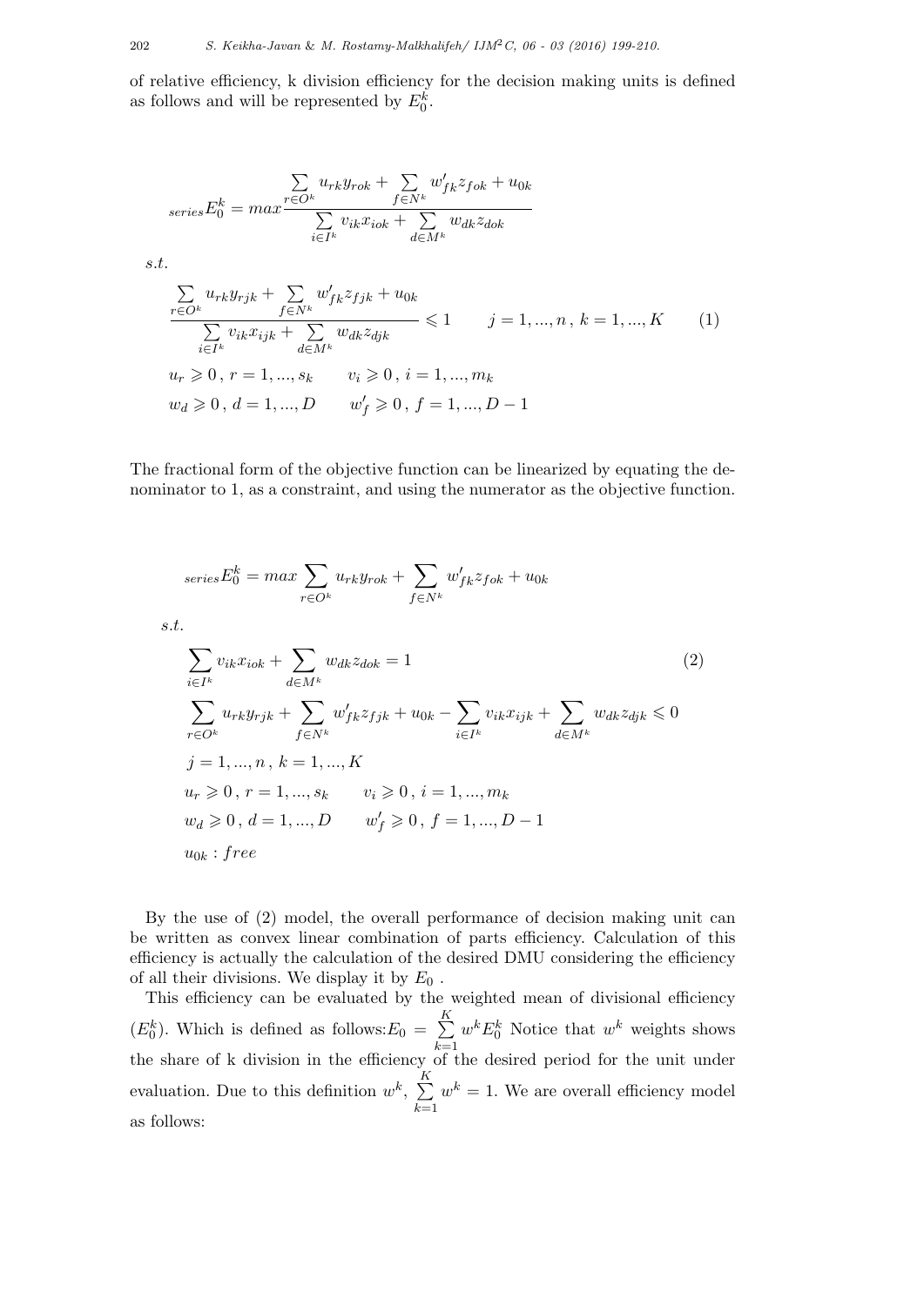of relative efficiency, k division efficiency for the decision making units is defined as follows and will be represented by $E_0^k$.

$$
{}_{series}E_0^k = max \frac{\sum\limits_{r\in O^k} u_{rk} y_{rok} + \sum\limits_{f\in N^k} w'_{fk} z_{fok} + u_{0k}}{\sum\limits_{i\in I^k} v_{ik} x_{iok} + \sum\limits_{d\in M^k} w_{dk} z_{dok}}
$$

$s.t.$

$$
\begin{aligned}
&\frac{\sum\limits_{r\in O^k} u_{rk} y_{rjk} + \sum\limits_{f\in N^k} w'_{fk} z_{fjk} + u_{0k}}{\sum\limits_{i\in I^k} v_{ik} x_{ijk} + \sum\limits_{d\in M^k} w_{dk} z_{djk}} \leqslant 1 \qquad j = 1, ..., n \,,\; k = 1, ..., K \qquad (1)\\
&u_r \geqslant 0 \,,\; r = 1, ..., s_k \qquad v_i \geqslant 0 \,,\; i = 1, ..., m_k \\
&w_d \geqslant 0 \,,\; d = 1, ..., D \qquad w'_f \geqslant 0 \,,\; f = 1, ..., D-1
\end{aligned}
$$

The fractional form of the objective function can be linearized by equating the denominator to 1, as a constraint, and using the numerator as the objective function.

$$
{}_{series}E_0^k = max \sum_{r\in O^k} u_{rk} y_{rok} + \sum_{f\in N^k} w'_{fk} z_{fok} + u_{0k}
$$

$s.t.$

$$
\begin{aligned}
&\sum_{i\in I^k} v_{ik} x_{iok} + \sum_{d\in M^k} w_{dk} z_{dok} = 1 \qquad (2)\\
&\sum_{r\in O^k} u_{rk} y_{rjk} + \sum_{f\in N^k} w'_{fk} z_{fjk} + u_{0k} - \sum_{i\in I^k} v_{ik} x_{ijk} + \sum_{d\in M^k} w_{dk} z_{djk} \leqslant 0 \\
&j = 1, ..., n \,,\; k = 1, ..., K \\
&u_r \geqslant 0 \,,\; r = 1, ..., s_k \qquad v_i \geqslant 0 \,,\; i = 1, ..., m_k \\
&w_d \geqslant 0 \,,\; d = 1, ..., D \qquad w'_f \geqslant 0 \,,\; f = 1, ..., D-1 \\
&u_{0k} : free
\end{aligned}
$$

By the use of (2) model, the overall performance of decision making unit can be written as convex linear combination of parts efficiency. Calculation of this efficiency is actually the calculation of the desired DMU considering the efficiency of all their divisions. We display it by $E_0$ .

This efficiency can be evaluated by the weighted mean of divisional efficiency ($E_0^k$). Which is defined as follows:$E_0 = \sum\limits_{k=1}^{K} w^k E_0^k$ Notice that $w^k$ weights shows the share of k division in the efficiency of the desired period for the unit under evaluation. Due to this definition $w^k$, $\sum\limits_{k=1}^{K} w^k = 1$. We are overall efficiency model as follows: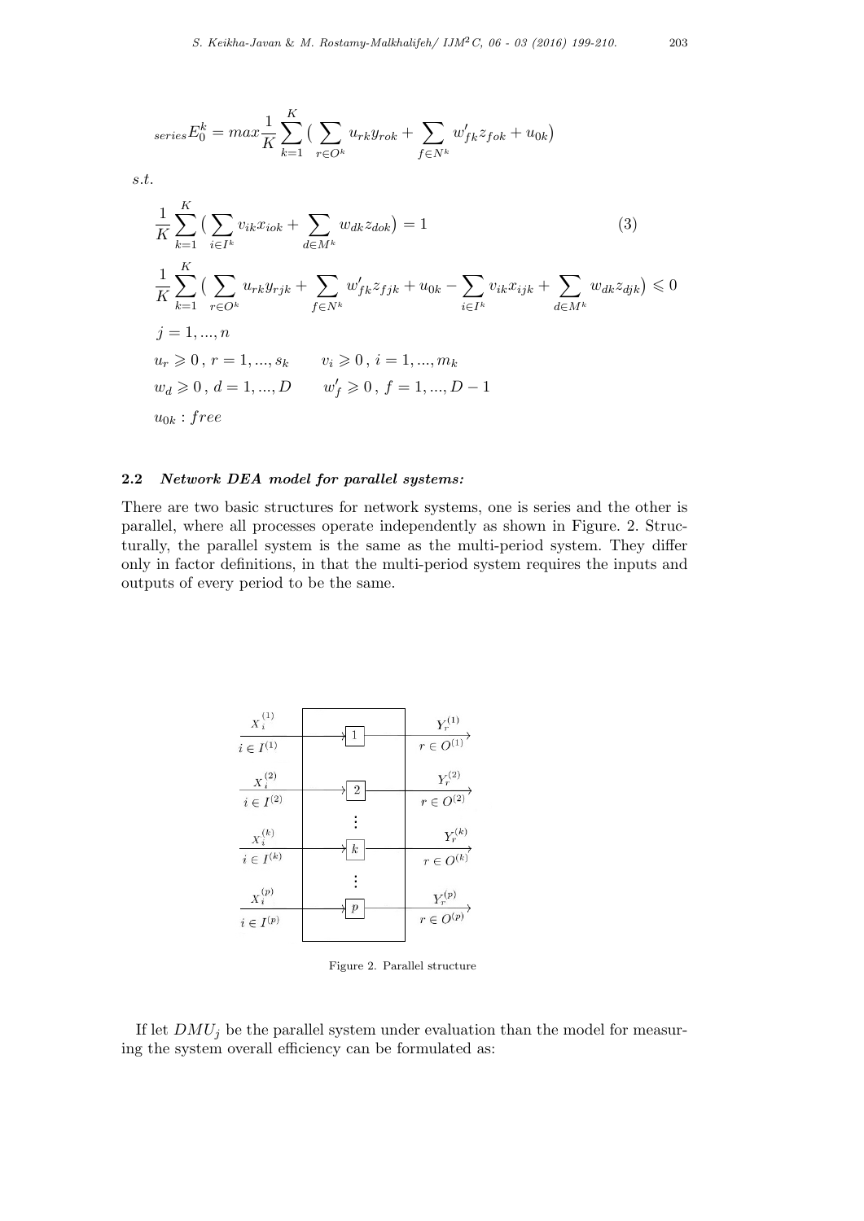$$
{}_{series}E_0^k = max\frac{1}{K}\sum_{k=1}^{K}\big(\sum_{r\in O^k} u_{rk}y_{rok} + \sum_{f\in N^k} w'_{fk}z_{fok} + u_{0k}\big)
$$

$s.t.$

$$
\frac{1}{K}\sum_{k=1}^{K}\big(\sum_{i\in I^k} v_{ik}x_{iok} + \sum_{d\in M^k} w_{dk}z_{dok}\big) = 1 \tag{3}
$$

$$
\frac{1}{K}\sum_{k=1}^{K}\big(\sum_{r\in O^k} u_{rk}y_{rjk} + \sum_{f\in N^k} w'_{fk}z_{fjk} + u_{0k} - \sum_{i\in I^k} v_{ik}x_{ijk} + \sum_{d\in M^k} w_{dk}z_{djk}\big) \leqslant 0
$$

$$
j = 1, ..., n
$$

$$
u_r \geqslant 0\,,\; r = 1, ..., s_k \qquad v_i \geqslant 0\,,\; i = 1, ..., m_k
$$

$$
w_d \geqslant 0\,,\; d = 1, ..., D \qquad w'_f \geqslant 0\,,\; f = 1, ..., D-1
$$

$$
u_{0k} : free
$$

### 2.2 *Network DEA model for parallel systems:*

There are two basic structures for network systems, one is series and the other is parallel, where all processes operate independently as shown in Figure. 2. Structurally, the parallel system is the same as the multi-period system. They differ only in factor definitions, in that the multi-period system requires the inputs and outputs of every period to be the same.

Figure 2. Parallel structure

If let $DMU_j$ be the parallel system under evaluation than the model for measuring the system overall efficiency can be formulated as: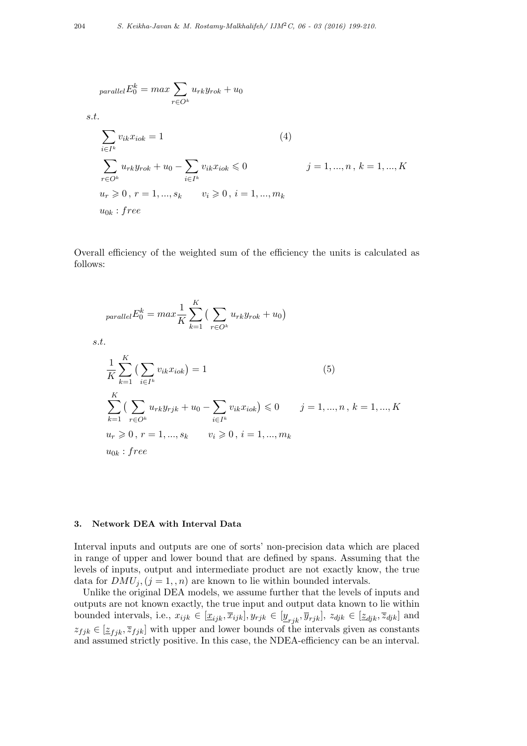$$
\begin{aligned}
&{}_{parallel}E_0^k = max \sum_{r \in O^k} u_{rk} y_{rok} + u_0 \\
&s.t. \\
&\sum_{i \in I^k} v_{ik} x_{iok} = 1 \qquad\qquad (4) \\
&\sum_{r \in O^k} u_{rk} y_{rok} + u_0 - \sum_{i \in I^k} v_{ik} x_{iok} \leqslant 0 \qquad j = 1, ..., n \, , \, k = 1, ..., K \\
&u_r \geqslant 0 \, , \, r = 1, ..., s_k \qquad v_i \geqslant 0 \, , \, i = 1, ..., m_k \\
&u_{0k} : free
\end{aligned}
$$

Overall efficiency of the weighted sum of the efficiency the units is calculated as follows:

$$
\begin{aligned}
&{}_{parallel}E_0^k = max \frac{1}{K} \sum_{k=1}^{K} \big( \sum_{r \in O^k} u_{rk} y_{rok} + u_0 \big) \\
&s.t. \\
&\frac{1}{K} \sum_{k=1}^{K} \big( \sum_{i \in I^k} v_{ik} x_{iok} \big) = 1 \qquad\qquad (5) \\
&\sum_{k=1}^{K} \big( \sum_{r \in O^k} u_{rk} y_{rjk} + u_0 - \sum_{i \in I^k} v_{ik} x_{iok} \big) \leqslant 0 \qquad j = 1, ..., n \, , \, k = 1, ..., K \\
&u_r \geqslant 0 \, , \, r = 1, ..., s_k \qquad v_i \geqslant 0 \, , \, i = 1, ..., m_k \\
&u_{0k} : free
\end{aligned}
$$

### 3. Network DEA with Interval Data

Interval inputs and outputs are one of sorts' non-precision data which are placed in range of upper and lower bound that are defined by spans. Assuming that the levels of inputs, output and intermediate product are not exactly know, the true data for $DMU_j, (j = 1, , n)$ are known to lie within bounded intervals.

Unlike the original DEA models, we assume further that the levels of inputs and outputs are not known exactly, the true input and output data known to lie within bounded intervals, i.e., $x_{ijk} \in [\underline{x}_{ijk}, \overline{x}_{ijk}], y_{rjk} \in [\underline{y}_{rjk}, \overline{y}_{rjk}]$, $z_{djk} \in [\underline{z}_{djk}, \overline{z}_{djk}]$ and $z_{fjk} \in [\underline{z}_{fjk}, \overline{z}_{fjk}]$ with upper and lower bounds of the intervals given as constants and assumed strictly positive. In this case, the NDEA-efficiency can be an interval.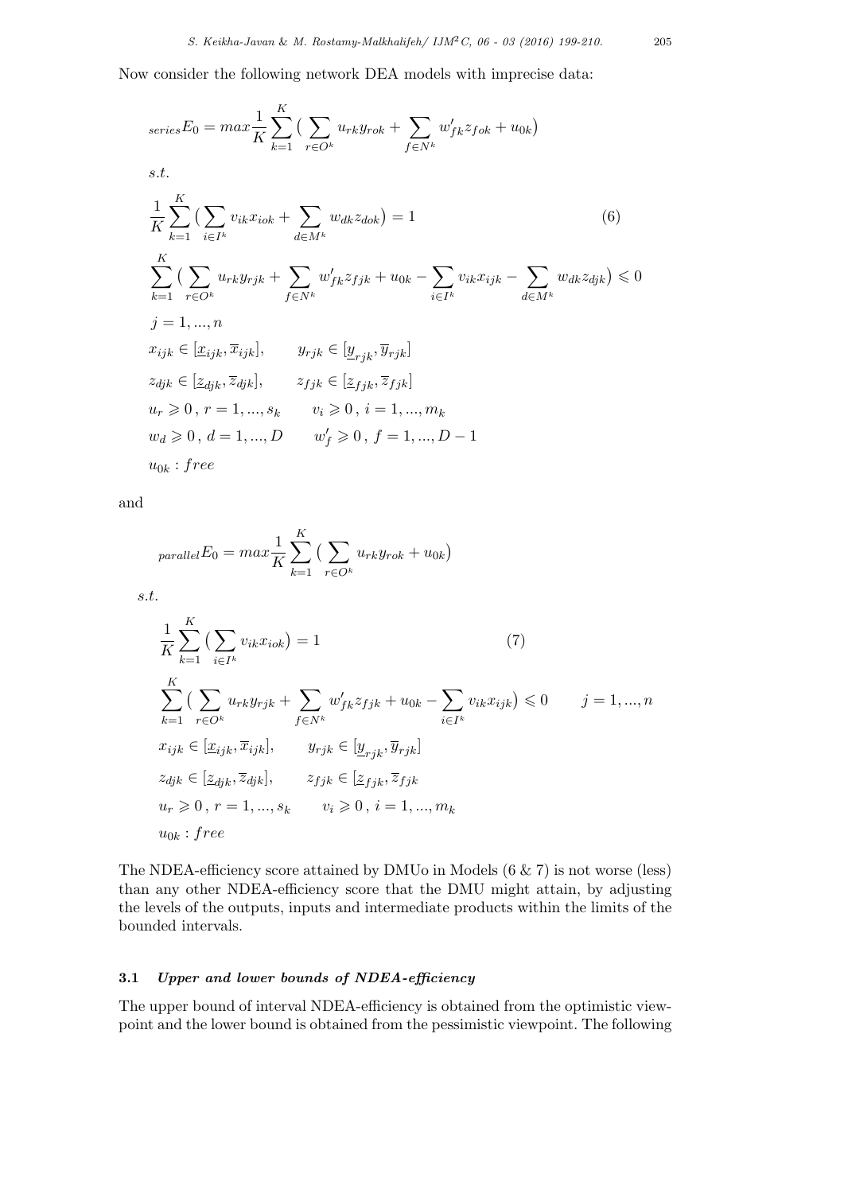Now consider the following network DEA models with imprecise data:

$$
\begin{aligned}
&{}_{series}E_0 = max\frac{1}{K}\sum_{k=1}^{K}\big(\sum_{r\in O^k} u_{rk}y_{rok} + \sum_{f\in N^k} w'_{fk}z_{fok} + u_{0k}\big) \\
&s.t. \\
&\frac{1}{K}\sum_{k=1}^{K}\big(\sum_{i\in I^k} v_{ik}x_{iok} + \sum_{d\in M^k} w_{dk}z_{dok}\big) = 1 \qquad (6) \\
&\sum_{k=1}^{K}\big(\sum_{r\in O^k} u_{rk}y_{rjk} + \sum_{f\in N^k} w'_{fk}z_{fjk} + u_{0k} - \sum_{i\in I^k} v_{ik}x_{ijk} - \sum_{d\in M^k} w_{dk}z_{djk}\big) \leqslant 0 \\
&j = 1,...,n \\
&x_{ijk} \in [\underline{x}_{ijk}, \overline{x}_{ijk}], \qquad y_{rjk} \in [\underline{y}_{rjk}, \overline{y}_{rjk}] \\
&z_{djk} \in [\underline{z}_{djk}, \overline{z}_{djk}], \qquad z_{fjk} \in [\underline{z}_{fjk}, \overline{z}_{fjk}] \\
&u_r \geqslant 0\,,\ r = 1,...,s_k \qquad v_i \geqslant 0\,,\ i = 1,...,m_k \\
&w_d \geqslant 0\,,\ d = 1,...,D \qquad w'_f \geqslant 0\,,\ f = 1,...,D-1 \\
&u_{0k} : free
\end{aligned}
$$

and

$$
\begin{aligned}
&{}_{parallel}E_0 = max\frac{1}{K}\sum_{k=1}^{K}\big(\sum_{r\in O^k} u_{rk}y_{rok} + u_{0k}\big) \\
&s.t. \\
&\frac{1}{K}\sum_{k=1}^{K}\big(\sum_{i\in I^k} v_{ik}x_{iok}\big) = 1 \qquad (7) \\
&\sum_{k=1}^{K}\big(\sum_{r\in O^k} u_{rk}y_{rjk} + \sum_{f\in N^k} w'_{fk}z_{fjk} + u_{0k} - \sum_{i\in I^k} v_{ik}x_{ijk}\big) \leqslant 0 \qquad j = 1,...,n \\
&x_{ijk} \in [\underline{x}_{ijk}, \overline{x}_{ijk}], \qquad y_{rjk} \in [\underline{y}_{rjk}, \overline{y}_{rjk}] \\
&z_{djk} \in [\underline{z}_{djk}, \overline{z}_{djk}], \qquad z_{fjk} \in [\underline{z}_{fjk}, \overline{z}_{fjk} \\
&u_r \geqslant 0\,,\ r = 1,...,s_k \qquad v_i \geqslant 0\,,\ i = 1,...,m_k \\
&u_{0k} : free
\end{aligned}
$$

The NDEA-efficiency score attained by DMUo in Models (6 & 7) is not worse (less) than any other NDEA-efficiency score that the DMU might attain, by adjusting the levels of the outputs, inputs and intermediate products within the limits of the bounded intervals.

### 3.1 *Upper and lower bounds of NDEA-efficiency*

The upper bound of interval NDEA-efficiency is obtained from the optimistic viewpoint and the lower bound is obtained from the pessimistic viewpoint. The following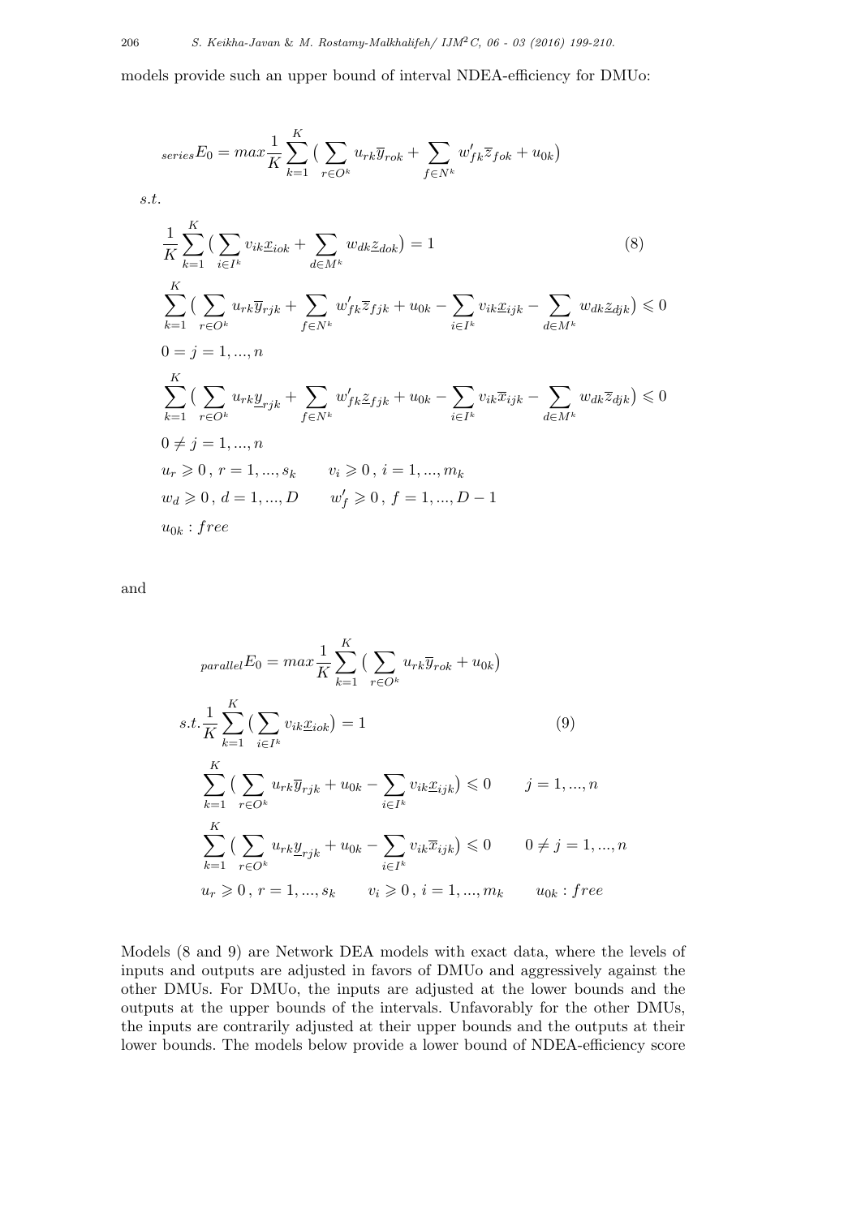models provide such an upper bound of interval NDEA-efficiency for DMUo:

$$
\begin{aligned}
&{}_{series}E_0 = max\frac{1}{K}\sum_{k=1}^{K}\big(\sum_{r\in O^k} u_{rk}\overline{y}_{rok} + \sum_{f\in N^k} w'_{fk}\overline{z}_{fok} + u_{0k}\big)\\
&s.t.\\
&\frac{1}{K}\sum_{k=1}^{K}\big(\sum_{i\in I^k} v_{ik}\underline{x}_{iok} + \sum_{d\in M^k} w_{dk}\underline{z}_{dok}\big) = 1 \qquad\qquad (8)\\
&\sum_{k=1}^{K}\big(\sum_{r\in O^k} u_{rk}\overline{y}_{rjk} + \sum_{f\in N^k} w'_{fk}\overline{z}_{fjk} + u_{0k} - \sum_{i\in I^k} v_{ik}\underline{x}_{ijk} - \sum_{d\in M^k} w_{dk}\underline{z}_{djk}\big) \leqslant 0\\
&0 = j = 1,...,n\\
&\sum_{k=1}^{K}\big(\sum_{r\in O^k} u_{rk}\underline{y}_{rjk} + \sum_{f\in N^k} w'_{fk}\underline{z}_{fjk} + u_{0k} - \sum_{i\in I^k} v_{ik}\overline{x}_{ijk} - \sum_{d\in M^k} w_{dk}\overline{z}_{djk}\big) \leqslant 0\\
&0 \neq j = 1,...,n\\
&u_r \geqslant 0\,,\ r = 1,...,s_k \qquad v_i \geqslant 0\,,\ i = 1,...,m_k\\
&w_d \geqslant 0\,,\ d = 1,...,D \qquad w'_f \geqslant 0\,,\ f = 1,...,D-1\\
&u_{0k} : free
\end{aligned}
$$

and

$$
\begin{aligned}
&{}_{parallel}E_0 = max\frac{1}{K}\sum_{k=1}^{K}\big(\sum_{r\in O^k} u_{rk}\overline{y}_{rok} + u_{0k}\big)\\
&s.t.\frac{1}{K}\sum_{k=1}^{K}\big(\sum_{i\in I^k} v_{ik}\underline{x}_{iok}\big) = 1 \qquad\qquad (9)\\
&\sum_{k=1}^{K}\big(\sum_{r\in O^k} u_{rk}\overline{y}_{rjk} + u_{0k} - \sum_{i\in I^k} v_{ik}\underline{x}_{ijk}\big) \leqslant 0 \qquad j = 1,...,n\\
&\sum_{k=1}^{K}\big(\sum_{r\in O^k} u_{rk}\underline{y}_{rjk} + u_{0k} - \sum_{i\in I^k} v_{ik}\overline{x}_{ijk}\big) \leqslant 0 \qquad 0 \neq j = 1,...,n\\
&u_r \geqslant 0\,,\ r = 1,...,s_k \qquad v_i \geqslant 0\,,\ i = 1,...,m_k \qquad u_{0k} : free
\end{aligned}
$$

Models (8 and 9) are Network DEA models with exact data, where the levels of inputs and outputs are adjusted in favors of DMUo and aggressively against the other DMUs. For DMUo, the inputs are adjusted at the lower bounds and the outputs at the upper bounds of the intervals. Unfavorably for the other DMUs, the inputs are contrarily adjusted at their upper bounds and the outputs at their lower bounds. The models below provide a lower bound of NDEA-efficiency score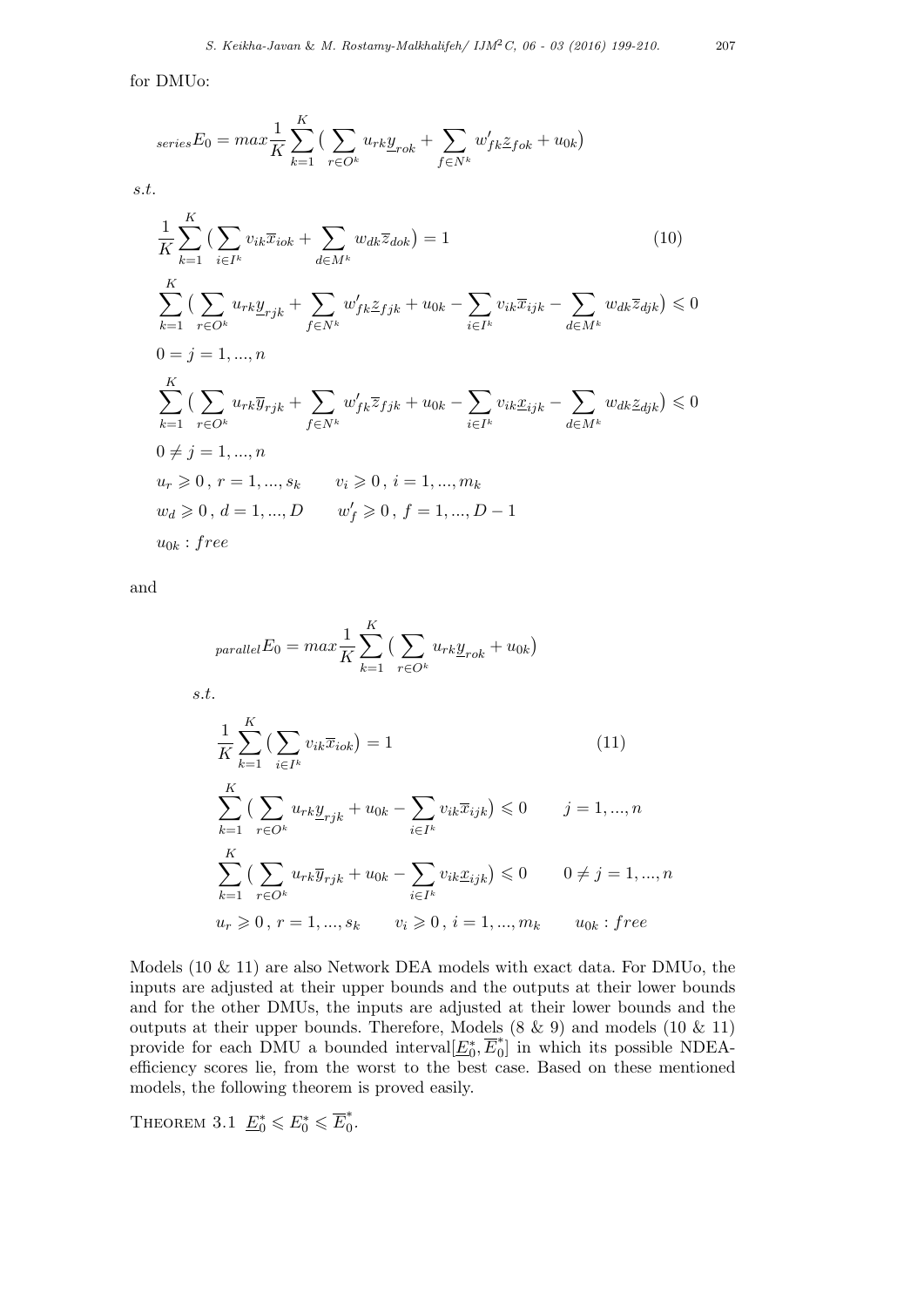for DMUo:

$$
{}_{series}E_0 = max \frac{1}{K} \sum_{k=1}^{K} \big( \sum_{r \in O^k} u_{rk} \underline{y}_{rok} + \sum_{f \in N^k} w'_{fk} \underline{z}_{fok} + u_{0k} \big)
$$

$s.t.$

$$
\begin{aligned}
& \frac{1}{K} \sum_{k=1}^{K} \big( \sum_{i \in I^k} v_{ik} \overline{x}_{iok} + \sum_{d \in M^k} w_{dk} \overline{z}_{dok} \big) = 1 \qquad (10) \\
& \sum_{k=1}^{K} \big( \sum_{r \in O^k} u_{rk} \underline{y}_{rjk} + \sum_{f \in N^k} w'_{fk} \underline{z}_{fjk} + u_{0k} - \sum_{i \in I^k} v_{ik} \overline{x}_{ijk} - \sum_{d \in M^k} w_{dk} \overline{z}_{djk} \big) \leqslant 0 \\
& 0 = j = 1, ..., n \\
& \sum_{k=1}^{K} \big( \sum_{r \in O^k} u_{rk} \overline{y}_{rjk} + \sum_{f \in N^k} w'_{fk} \overline{z}_{fjk} + u_{0k} - \sum_{i \in I^k} v_{ik} \underline{x}_{ijk} - \sum_{d \in M^k} w_{dk} \underline{z}_{djk} \big) \leqslant 0 \\
& 0 \neq j = 1, ..., n \\
& u_r \geqslant 0 \, , \, r = 1, ..., s_k \qquad v_i \geqslant 0 \, , \, i = 1, ..., m_k \\
& w_d \geqslant 0 \, , \, d = 1, ..., D \qquad w'_f \geqslant 0 \, , \, f = 1, ..., D-1 \\
& u_{0k} : free
\end{aligned}
$$

and

$$
{}_{parallel}E_0 = max \frac{1}{K} \sum_{k=1}^{K} \big( \sum_{r \in O^k} u_{rk} \underline{y}_{rok} + u_{0k} \big)
$$

$s.t.$

$$
\begin{aligned}
& \frac{1}{K} \sum_{k=1}^{K} \big( \sum_{i \in I^k} v_{ik} \overline{x}_{iok} \big) = 1 \qquad (11) \\
& \sum_{k=1}^{K} \big( \sum_{r \in O^k} u_{rk} \underline{y}_{rjk} + u_{0k} - \sum_{i \in I^k} v_{ik} \overline{x}_{ijk} \big) \leqslant 0 \qquad j = 1, ..., n \\
& \sum_{k=1}^{K} \big( \sum_{r \in O^k} u_{rk} \overline{y}_{rjk} + u_{0k} - \sum_{i \in I^k} v_{ik} \underline{x}_{ijk} \big) \leqslant 0 \qquad 0 \neq j = 1, ..., n \\
& u_r \geqslant 0 \, , \, r = 1, ..., s_k \qquad v_i \geqslant 0 \, , \, i = 1, ..., m_k \qquad u_{0k} : free
\end{aligned}
$$

Models (10 & 11) are also Network DEA models with exact data. For DMUo, the inputs are adjusted at their upper bounds and the outputs at their lower bounds and for the other DMUs, the inputs are adjusted at their lower bounds and the outputs at their upper bounds. Therefore, Models (8 & 9) and models (10 & 11) provide for each DMU a bounded interval$[\underline{E}^*_0, \overline{E}^*_0]$ in which its possible NDEA-efficiency scores lie, from the worst to the best case. Based on these mentioned models, the following theorem is proved easily.

THEOREM 3.1 $\underline{E}^*_0 \leqslant E^*_0 \leqslant \overline{E}^*_0$.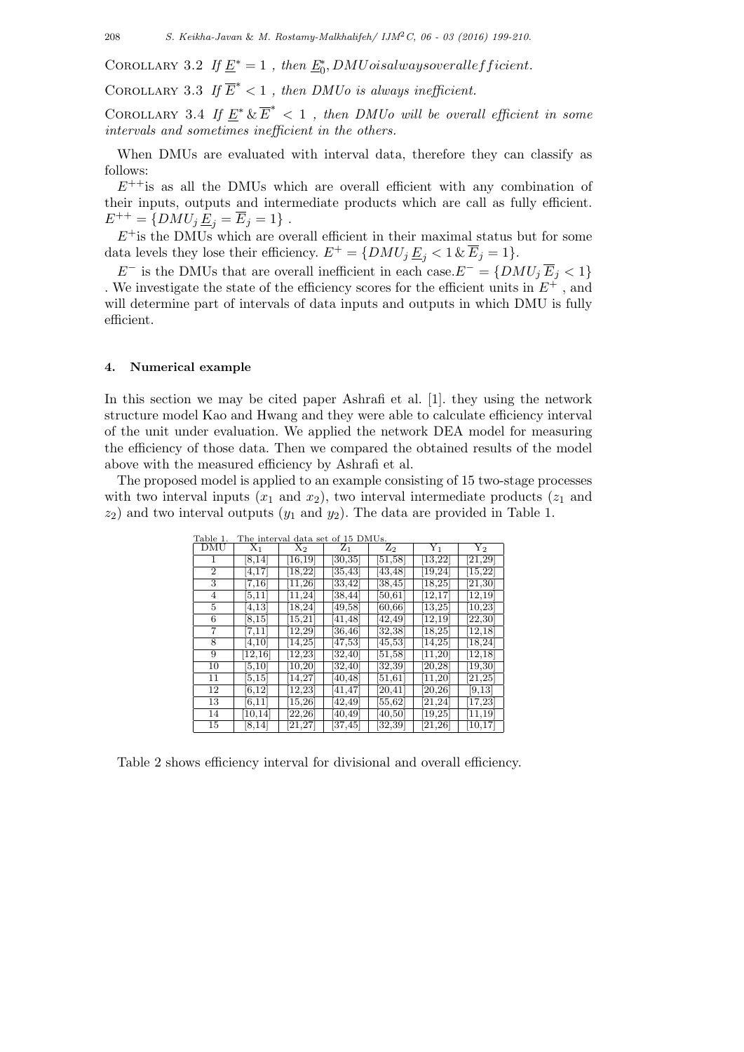COROLLARY 3.2 *If $\underline{E}^* = 1$ , then $\underline{E}_0^*, DMUoisalwaysoverallefficient.$*

COROLLARY 3.3 *If $\overline{E}^* < 1$ , then DMUo is always inefficient.*

COROLLARY 3.4 *If $\underline{E}^* \,\&\, \overline{E}^* < 1$ , then DMUo will be overall efficient in some intervals and sometimes inefficient in the others.*

When DMUs are evaluated with interval data, therefore they can classify as follows:

$E^{++}$is as all the DMUs which are overall efficient with any combination of their inputs, outputs and intermediate products which are call as fully efficient. $E^{++} = \{DMU_j\, \underline{E}_j = \overline{E}_j = 1\}$ .

$E^{+}$is the DMUs which are overall efficient in their maximal status but for some data levels they lose their efficiency. $E^{+} = \{DMU_j\, \underline{E}_j < 1 \,\&\, \overline{E}_j = 1\}$.

$E^{-}$ is the DMUs that are overall inefficient in each case.$E^{-} = \{DMU_j\, \overline{E}_j < 1\}$ . We investigate the state of the efficiency scores for the efficient units in $E^{+}$ , and will determine part of intervals of data inputs and outputs in which DMU is fully efficient.

## 4. Numerical example

In this section we may be cited paper Ashrafi et al. [1]. they using the network structure model Kao and Hwang and they were able to calculate efficiency interval of the unit under evaluation. We applied the network DEA model for measuring the efficiency of those data. Then we compared the obtained results of the model above with the measured efficiency by Ashrafi et al.

The proposed model is applied to an example consisting of 15 two-stage processes with two interval inputs ($x_1$ and $x_2$), two interval intermediate products ($z_1$ and $z_2$) and two interval outputs ($y_1$ and $y_2$). The data are provided in Table 1.

Table 1. The interval data set of 15 DMUs.

| DMU | $X_1$ | $X_2$ | $Z_1$ | $Z_2$ | $Y_1$ | $Y_2$ |
|---|---|---|---|---|---|---|
| 1 | [8,14] | [16,19] | [30,35] | [51,58] | [13,22] | [21,29] |
| 2 | [4,17] | [18,22] | [35,43] | [43,48] | [19,24] | [15,22] |
| 3 | [7,16] | [11,26] | [33,42] | [38,45] | [18,25] | [21,30] |
| 4 | [5,11] | [11,24] | [38,44] | [50,61] | [12,17] | [12,19] |
| 5 | [4,13] | [18,24] | [49,58] | [60,66] | [13,25] | [10,23] |
| 6 | [8,15] | [15,21] | [41,48] | [42,49] | [12,19] | [22,30] |
| 7 | [7,11] | [12,29] | [36,46] | [32,38] | [18,25] | [12,18] |
| 8 | [4,10] | [14,25] | [47,53] | [45,53] | [14,25] | [18,24] |
| 9 | [12,16] | [12,23] | [32,40] | [51,58] | [11,20] | [12,18] |
| 10 | [5,10] | [10,20] | [32,40] | [32,39] | [20,28] | [19,30] |
| 11 | [5,15] | [14,27] | [40,48] | [51,61] | [11,20] | [21,25] |
| 12 | [6,12] | [12,23] | [41,47] | [20,41] | [20,26] | [9,13] |
| 13 | [6,11] | [15,26] | [42,49] | [55,62] | [21,24] | [17,23] |
| 14 | [10,14] | [22,26] | [40,49] | [40,50] | [19,25] | [11,19] |
| 15 | [8,14] | [21,27] | [37,45] | [32,39] | [21,26] | [10,17] |

Table 2 shows efficiency interval for divisional and overall efficiency.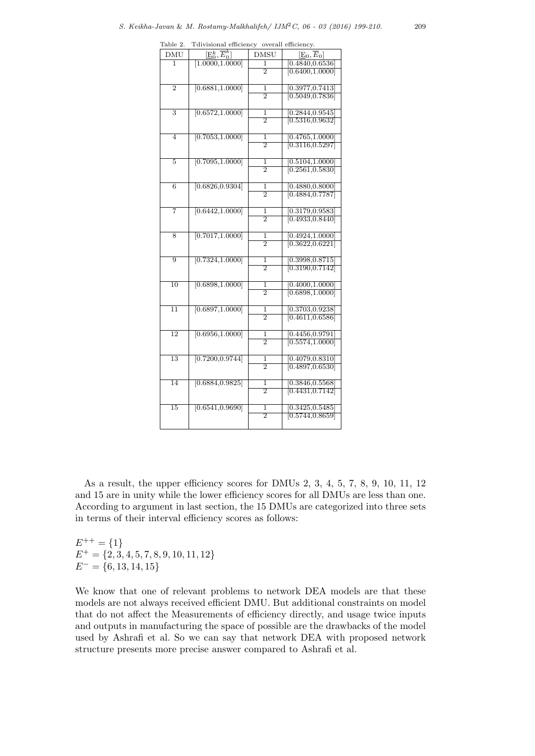Table 2. Tdivisional efficiency overall efficiency.

| DMU | $[\underline{E}_0^k, \overline{E}_0^k]$ | DMSU | $[\underline{E}_0, \overline{E}_0]$ |
|---|---|---|---|
| 1 | [1.0000,1.0000] | 1 | [0.4840,0.6536] |
| | | 2 | [0.6400,1.0000] |
| 2 | [0.6881,1.0000] | 1 | [0.3977,0.7413] |
| | | 2 | [0.5049,0.7836] |
| 3 | [0.6572,1.0000] | 1 | [0.2844,0.9545] |
| | | 2 | [0.5316,0.9632] |
| 4 | [0.7053,1.0000] | 1 | [0.4765,1.0000] |
| | | 2 | [0.3116,0.5297] |
| 5 | [0.7095,1.0000] | 1 | [0.5104,1.0000] |
| | | 2 | [0.2561,0.5830] |
| 6 | [0.6826,0.9304] | 1 | [0.4880,0.8000] |
| | | 2 | [0.4884,0.7787] |
| 7 | [0.6442,1.0000] | 1 | [0.3179,0.9583] |
| | | 2 | [0.4933,0.8440] |
| 8 | [0.7017,1.0000] | 1 | [0.4924,1.0000] |
| | | 2 | [0.3622,0.6221] |
| 9 | [0.7324,1.0000] | 1 | [0.3998,0.8715] |
| | | 2 | [0.3190,0.7142] |
| 10 | [0.6898,1.0000] | 1 | [0.4000,1.0000] |
| | | 2 | [0.6898,1.0000] |
| 11 | [0.6897,1.0000] | 1 | [0.3703,0.9238] |
| | | 2 | [0.4611,0.6586] |
| 12 | [0.6956,1.0000] | 1 | [0.4456,0.9791] |
| | | 2 | [0.5574,1.0000] |
| 13 | [0.7200,0.9744] | 1 | [0.4079,0.8310] |
| | | 2 | [0.4897,0.6530] |
| 14 | [0.6884,0.9825] | 1 | [0.3846,0.5568] |
| | | 2 | [0.4431,0.7142] |
| 15 | [0.6541,0.9690] | 1 | [0.3425,0.5485] |
| | | 2 | [0.5744,0.8659] |

As a result, the upper efficiency scores for DMUs 2, 3, 4, 5, 7, 8, 9, 10, 11, 12 and 15 are in unity while the lower efficiency scores for all DMUs are less than one. According to argument in last section, the 15 DMUs are categorized into three sets in terms of their interval efficiency scores as follows:

$E^{++} = \{1\}$
$E^{+} = \{2, 3, 4, 5, 7, 8, 9, 10, 11, 12\}$
$E^{-} = \{6, 13, 14, 15\}$

We know that one of relevant problems to network DEA models are that these models are not always received efficient DMU. But additional constraints on model that do not affect the Measurements of efficiency directly, and usage twice inputs and outputs in manufacturing the space of possible are the drawbacks of the model used by Ashrafi et al. So we can say that network DEA with proposed network structure presents more precise answer compared to Ashrafi et al.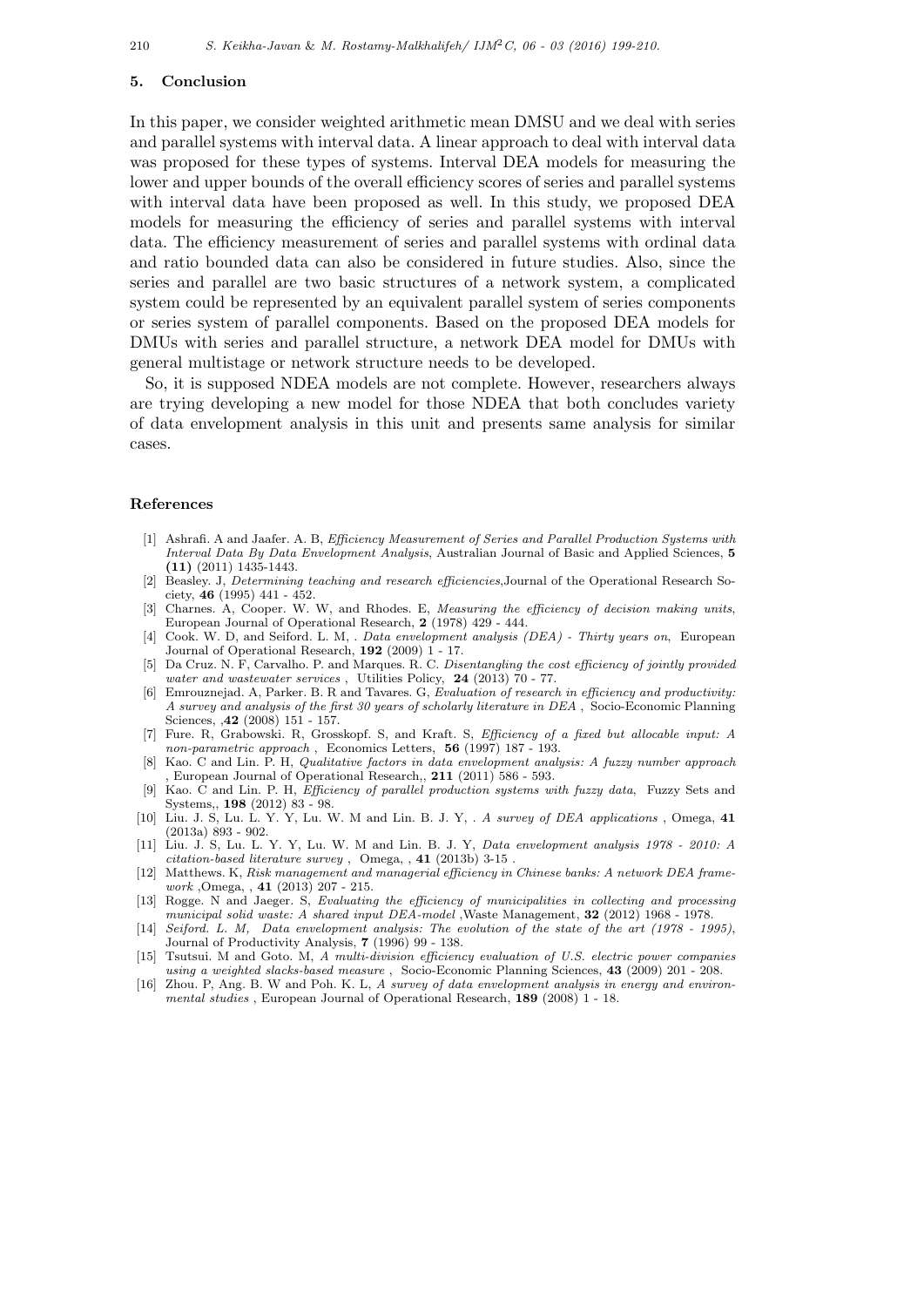## 5. Conclusion

In this paper, we consider weighted arithmetic mean DMSU and we deal with series and parallel systems with interval data. A linear approach to deal with interval data was proposed for these types of systems. Interval DEA models for measuring the lower and upper bounds of the overall efficiency scores of series and parallel systems with interval data have been proposed as well. In this study, we proposed DEA models for measuring the efficiency of series and parallel systems with interval data. The efficiency measurement of series and parallel systems with ordinal data and ratio bounded data can also be considered in future studies. Also, since the series and parallel are two basic structures of a network system, a complicated system could be represented by an equivalent parallel system of series components or series system of parallel components. Based on the proposed DEA models for DMUs with series and parallel structure, a network DEA model for DMUs with general multistage or network structure needs to be developed.

So, it is supposed NDEA models are not complete. However, researchers always are trying developing a new model for those NDEA that both concludes variety of data envelopment analysis in this unit and presents same analysis for similar cases.

## References

[1] Ashrafi. A and Jaafer. A. B, *Efficiency Measurement of Series and Parallel Production Systems with Interval Data By Data Envelopment Analysis*, Australian Journal of Basic and Applied Sciences, **5 (11)** (2011) 1435-1443.

[2] Beasley. J, *Determining teaching and research efficiencies*,Journal of the Operational Research Society, **46** (1995) 441 - 452.

[3] Charnes. A, Cooper. W. W, and Rhodes. E, *Measuring the efficiency of decision making units*, European Journal of Operational Research, **2** (1978) 429 - 444.

[4] Cook. W. D, and Seiford. L. M, . *Data envelopment analysis (DEA) - Thirty years on*, European Journal of Operational Research, **192** (2009) 1 - 17.

[5] Da Cruz. N. F, Carvalho. P. and Marques. R. C. *Disentangling the cost efficiency of jointly provided water and wastewater services* , Utilities Policy, **24** (2013) 70 - 77.

[6] Emrouznejad. A, Parker. B. R and Tavares. G, *Evaluation of research in efficiency and productivity: A survey and analysis of the first 30 years of scholarly literature in DEA* , Socio-Economic Planning Sciences, ,**42** (2008) 151 - 157.

[7] Fure. R, Grabowski. R, Grosskopf. S, and Kraft. S, *Efficiency of a fixed but allocable input: A non-parametric approach* , Economics Letters, **56** (1997) 187 - 193.

[8] Kao. C and Lin. P. H, *Qualitative factors in data envelopment analysis: A fuzzy number approach* , European Journal of Operational Research,, **211** (2011) 586 - 593.

[9] Kao. C and Lin. P. H, *Efficiency of parallel production systems with fuzzy data*, Fuzzy Sets and Systems,, **198** (2012) 83 - 98.

[10] Liu. J. S, Lu. L. Y. Y, Lu. W. M and Lin. B. J. Y, . *A survey of DEA applications* , Omega, **41** (2013a) 893 - 902.

[11] Liu. J. S, Lu. L. Y. Y, Lu. W. M and Lin. B. J. Y, *Data envelopment analysis 1978 - 2010: A citation-based literature survey* , Omega, , **41** (2013b) 3-15 .

[12] Matthews. K, *Risk management and managerial efficiency in Chinese banks: A network DEA framework* ,Omega, , **41** (2013) 207 - 215.

[13] Rogge. N and Jaeger. S, *Evaluating the efficiency of municipalities in collecting and processing municipal solid waste: A shared input DEA-model* ,Waste Management, **32** (2012) 1968 - 1978.

[14] *Seiford. L. M, Data envelopment analysis: The evolution of the state of the art (1978 - 1995)*, Journal of Productivity Analysis, **7** (1996) 99 - 138.

[15] Tsutsui. M and Goto. M, *A multi-division efficiency evaluation of U.S. electric power companies using a weighted slacks-based measure* , Socio-Economic Planning Sciences, **43** (2009) 201 - 208.

[16] Zhou. P, Ang. B. W and Poh. K. L, *A survey of data envelopment analysis in energy and environmental studies* , European Journal of Operational Research, **189** (2008) 1 - 18.